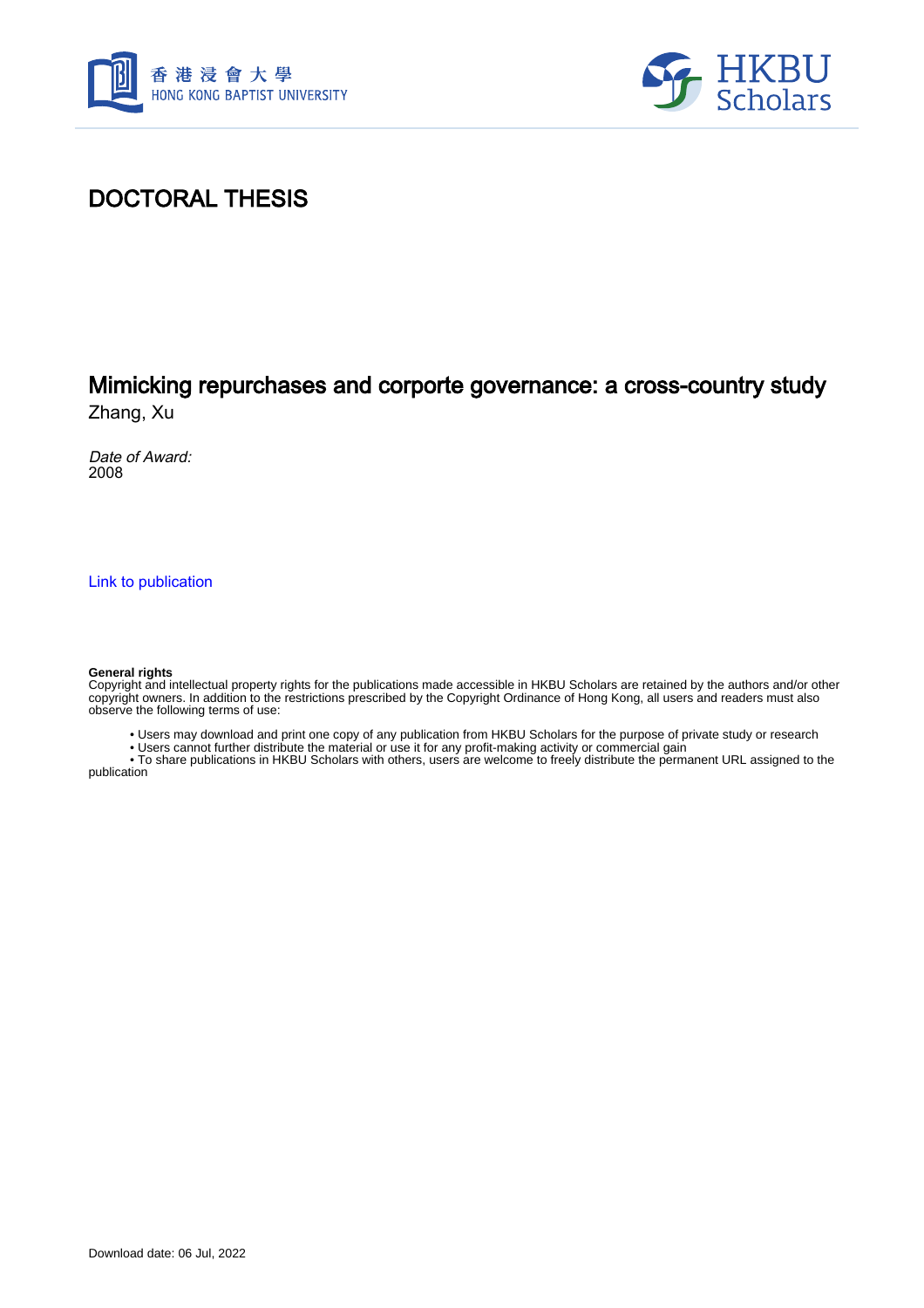# DOCTORAL THESIS

## Mimicking repurchases and corporte governance: a cross-country study

Zhang, Xu

*Date of Award:*
2008

[Link to publication](#)

**General rights**
Copyright and intellectual property rights for the publications made accessible in HKBU Scholars are retained by the authors and/or other copyright owners. In addition to the restrictions prescribed by the Copyright Ordinance of Hong Kong, all users and readers must also observe the following terms of use:

- Users may download and print one copy of any publication from HKBU Scholars for the purpose of private study or research
- Users cannot further distribute the material or use it for any profit-making activity or commercial gain
- To share publications in HKBU Scholars with others, users are welcome to freely distribute the permanent URL assigned to the publication

Download date: 06 Jul, 2022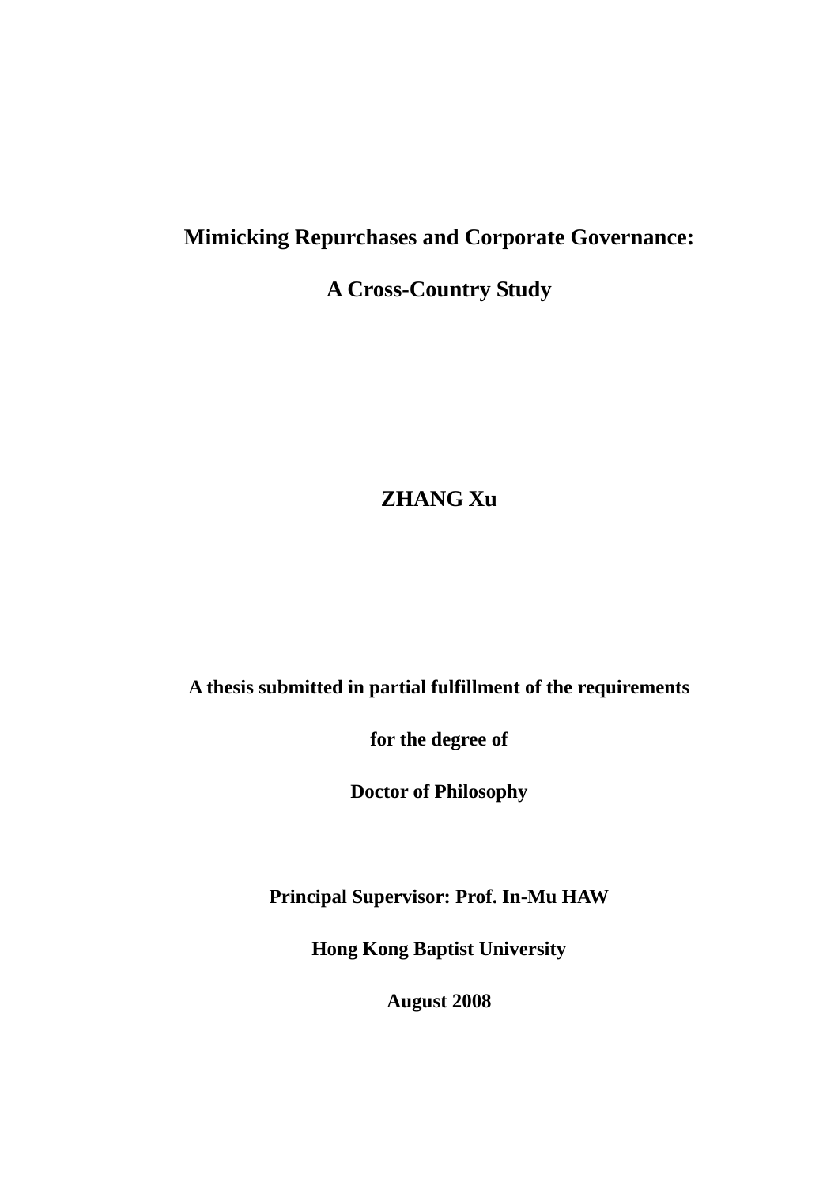# Mimicking Repurchases and Corporate Governance:

# A Cross-Country Study

**ZHANG Xu**

**A thesis submitted in partial fulfillment of the requirements**

**for the degree of**

**Doctor of Philosophy**

**Principal Supervisor: Prof. In-Mu HAW**

**Hong Kong Baptist University**

**August 2008**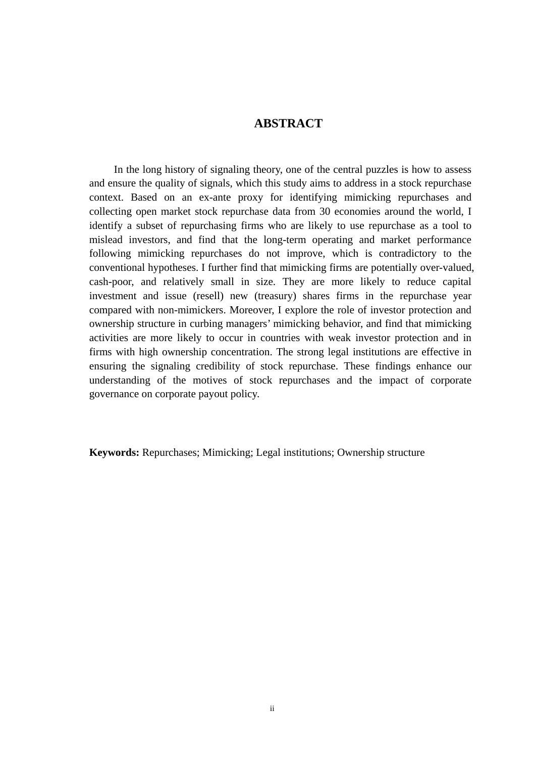# ABSTRACT

In the long history of signaling theory, one of the central puzzles is how to assess and ensure the quality of signals, which this study aims to address in a stock repurchase context. Based on an ex-ante proxy for identifying mimicking repurchases and collecting open market stock repurchase data from 30 economies around the world, I identify a subset of repurchasing firms who are likely to use repurchase as a tool to mislead investors, and find that the long-term operating and market performance following mimicking repurchases do not improve, which is contradictory to the conventional hypotheses. I further find that mimicking firms are potentially over-valued, cash-poor, and relatively small in size. They are more likely to reduce capital investment and issue (resell) new (treasury) shares firms in the repurchase year compared with non-mimickers. Moreover, I explore the role of investor protection and ownership structure in curbing managers' mimicking behavior, and find that mimicking activities are more likely to occur in countries with weak investor protection and in firms with high ownership concentration. The strong legal institutions are effective in ensuring the signaling credibility of stock repurchase. These findings enhance our understanding of the motives of stock repurchases and the impact of corporate governance on corporate payout policy.

**Keywords:** Repurchases; Mimicking; Legal institutions; Ownership structure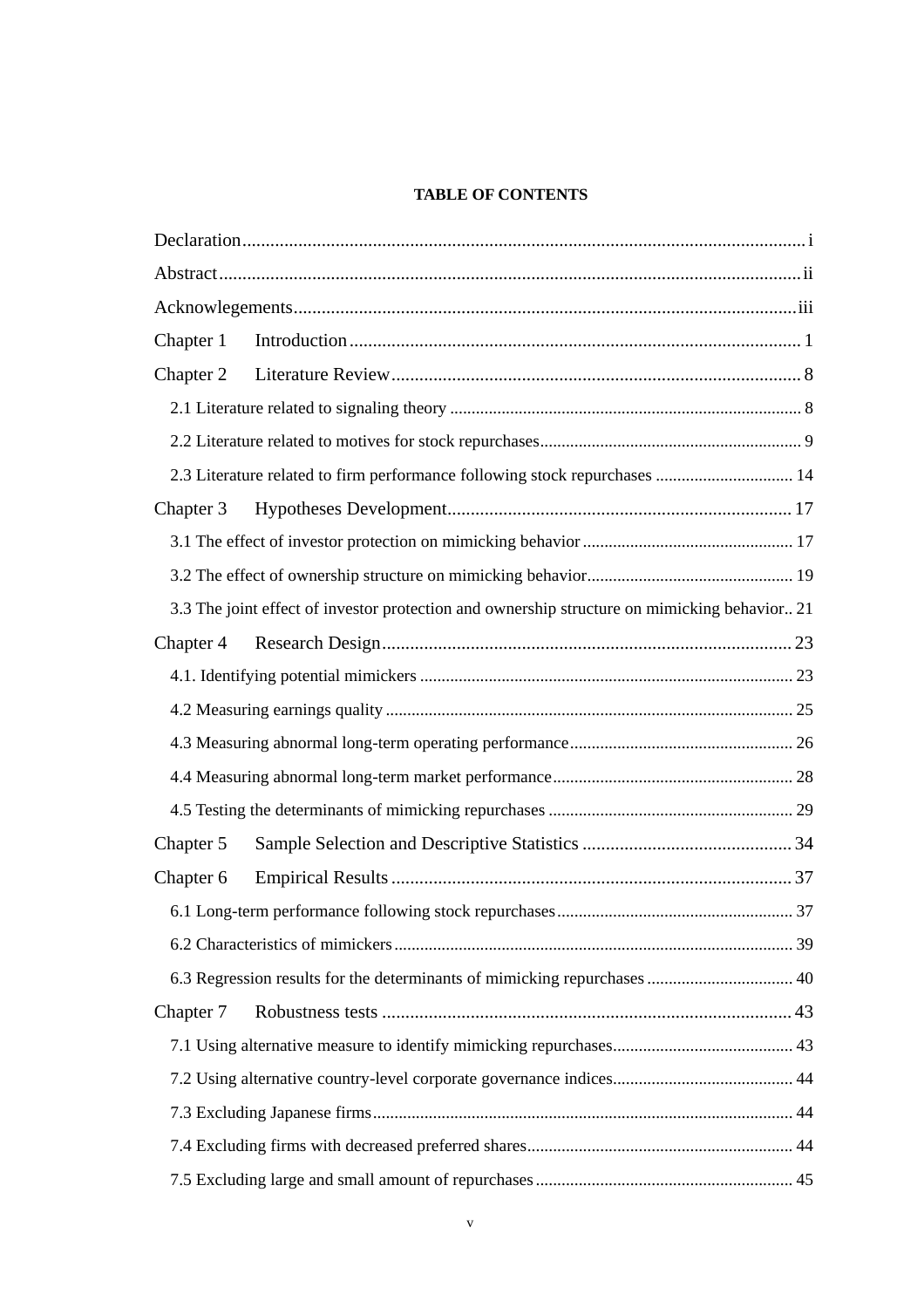**TABLE OF CONTENTS**

Declaration ........ i

Abstract ........ ii

Acknowlegements ........ iii

Chapter 1 Introduction ........ 1

Chapter 2 Literature Review ........ 8

- 2.1 Literature related to signaling theory ........ 8
- 2.2 Literature related to motives for stock repurchases ........ 9
- 2.3 Literature related to firm performance following stock repurchases ........ 14

Chapter 3 Hypotheses Development ........ 17

- 3.1 The effect of investor protection on mimicking behavior ........ 17
- 3.2 The effect of ownership structure on mimicking behavior ........ 19
- 3.3 The joint effect of investor protection and ownership structure on mimicking behavior ........ 21

Chapter 4 Research Design ........ 23

- 4.1. Identifying potential mimickers ........ 23
- 4.2 Measuring earnings quality ........ 25
- 4.3 Measuring abnormal long-term operating performance ........ 26
- 4.4 Measuring abnormal long-term market performance ........ 28
- 4.5 Testing the determinants of mimicking repurchases ........ 29

Chapter 5 Sample Selection and Descriptive Statistics ........ 34

Chapter 6 Empirical Results ........ 37

- 6.1 Long-term performance following stock repurchases ........ 37
- 6.2 Characteristics of mimickers ........ 39
- 6.3 Regression results for the determinants of mimicking repurchases ........ 40

Chapter 7 Robustness tests ........ 43

- 7.1 Using alternative measure to identify mimicking repurchases ........ 43
- 7.2 Using alternative country-level corporate governance indices ........ 44
- 7.3 Excluding Japanese firms ........ 44
- 7.4 Excluding firms with decreased preferred shares ........ 44
- 7.5 Excluding large and small amount of repurchases ........ 45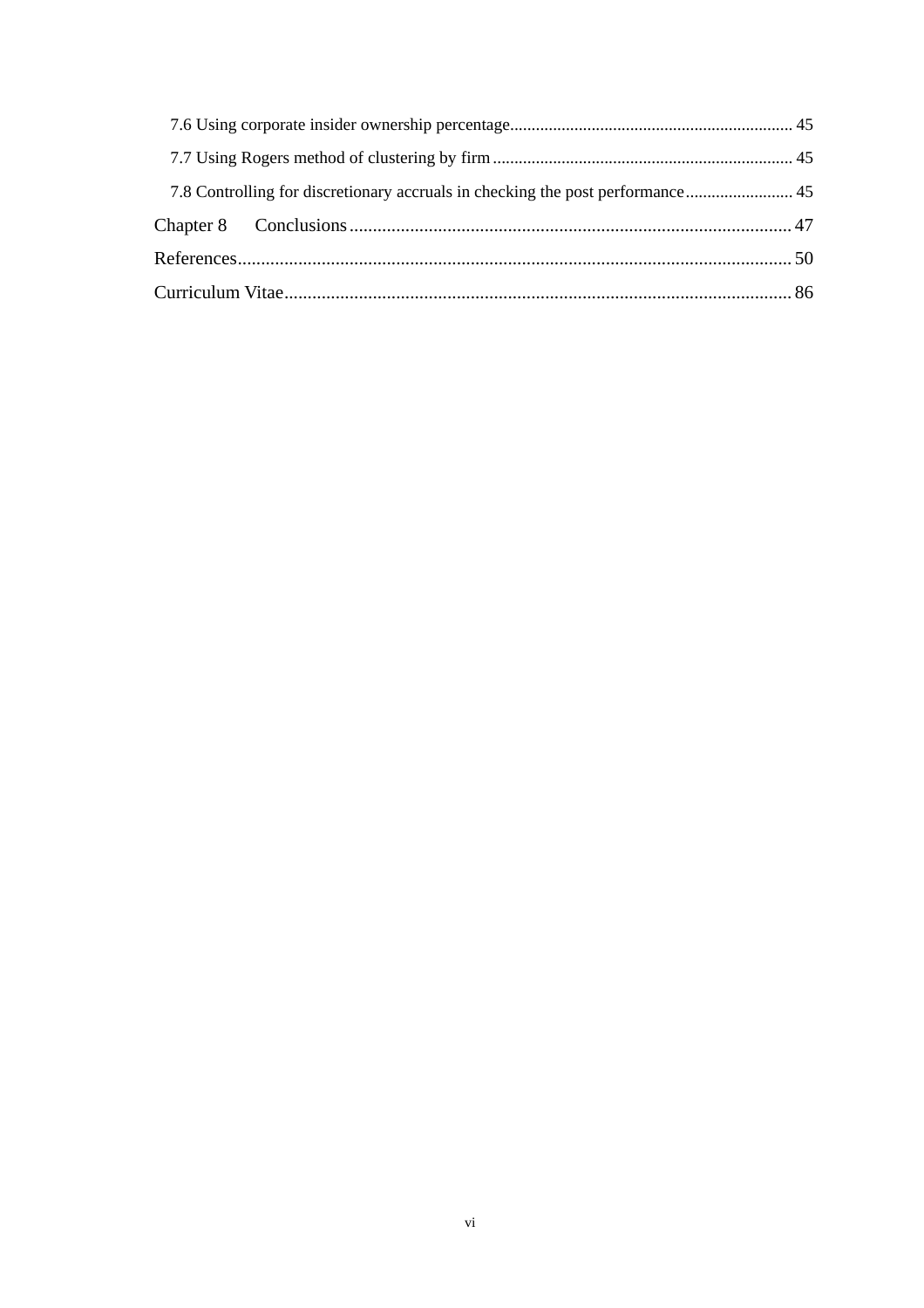7.6 Using corporate insider ownership percentage ........ 45

7.7 Using Rogers method of clustering by firm ........ 45

7.8 Controlling for discretionary accruals in checking the post performance ........ 45

Chapter 8 Conclusions ........ 47

References ........ 50

Curriculum Vitae ........ 86